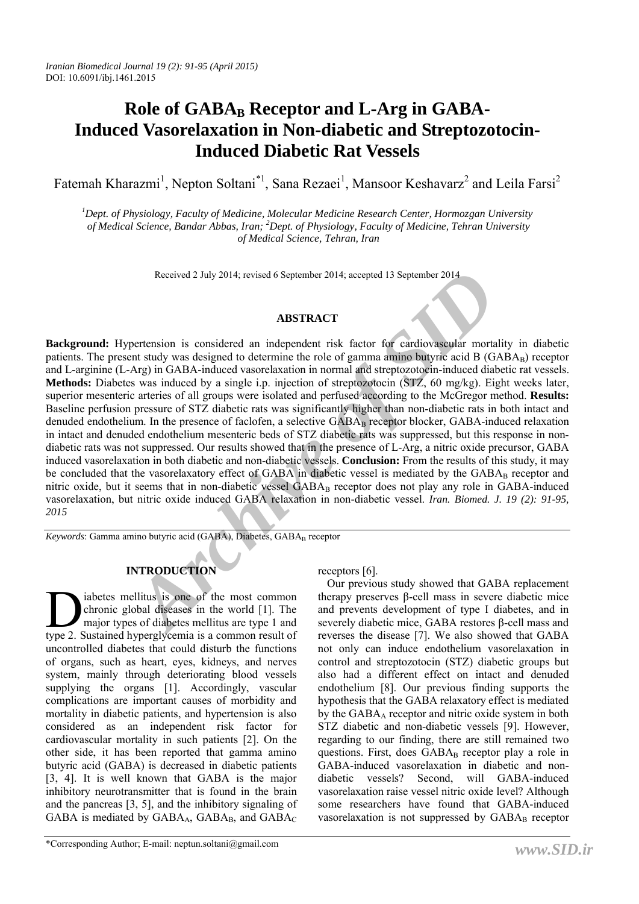*Iranian Biomedical Journal 19 (2): 91-95 (April 2015)*
DOI: 10.6091/ibj.1461.2015

# Role of $GABA_B$ Receptor and L-Arg in GABA-Induced Vasorelaxation in Non-diabetic and Streptozotocin-Induced Diabetic Rat Vessels

Fatemah Kharazmi[1], Nepton Soltani[*1], Sana Rezaei[1], Mansoor Keshavarz[2] and Leila Farsi[2]

[1]*Dept. of Physiology, Faculty of Medicine, Molecular Medicine Research Center, Hormozgan University of Medical Science, Bandar Abbas, Iran;* [2]*Dept. of Physiology, Faculty of Medicine, Tehran University of Medical Science, Tehran, Iran*

Received 2 July 2014; revised 6 September 2014; accepted 13 September 2014

## ABSTRACT

**Background:** Hypertension is considered an independent risk factor for cardiovascular mortality in diabetic patients. The present study was designed to determine the role of gamma amino butyric acid B ($GABA_B$) receptor and L-arginine (L-Arg) in GABA-induced vasorelaxation in normal and streptozotocin-induced diabetic rat vessels. **Methods:** Diabetes was induced by a single i.p. injection of streptozotocin (STZ, 60 mg/kg). Eight weeks later, superior mesenteric arteries of all groups were isolated and perfused according to the McGregor method. **Results:** Baseline perfusion pressure of STZ diabetic rats was significantly higher than non-diabetic rats in both intact and denuded endothelium. In the presence of faclofen, a selective $GABA_B$ receptor blocker, GABA-induced relaxation in intact and denuded endothelium mesenteric beds of STZ diabetic rats was suppressed, but this response in non-diabetic rats was not suppressed. Our results showed that in the presence of L-Arg, a nitric oxide precursor, GABA induced vasorelaxation in both diabetic and non-diabetic vessels. **Conclusion:** From the results of this study, it may be concluded that the vasorelaxatory effect of GABA in diabetic vessel is mediated by the $GABA_B$ receptor and nitric oxide, but it seems that in non-diabetic vessel $GABA_B$ receptor does not play any role in GABA-induced vasorelaxation, but nitric oxide induced GABA relaxation in non-diabetic vessel. *Iran. Biomed. J. 19 (2): 91-95, 2015*

*Keywords*: Gamma amino butyric acid (GABA), Diabetes, $GABA_B$ receptor

## INTRODUCTION

Diabetes mellitus is one of the most common chronic global diseases in the world [1]. The major types of diabetes mellitus are type 1 and type 2. Sustained hyperglycemia is a common result of uncontrolled diabetes that could disturb the functions of organs, such as heart, eyes, kidneys, and nerves system, mainly through deteriorating blood vessels supplying the organs [1]. Accordingly, vascular complications are important causes of morbidity and mortality in diabetic patients, and hypertension is also considered as an independent risk factor for cardiovascular mortality in such patients [2]. On the other side, it has been reported that gamma amino butyric acid (GABA) is decreased in diabetic patients [3, 4]. It is well known that GABA is the major inhibitory neurotransmitter that is found in the brain and the pancreas [3, 5], and the inhibitory signaling of GABA is mediated by $GABA_A$, $GABA_B$, and $GABA_C$ receptors [6].

Our previous study showed that GABA replacement therapy preserves β-cell mass in severe diabetic mice and prevents development of type I diabetes, and in severely diabetic mice, GABA restores β-cell mass and reverses the disease [7]. We also showed that GABA not only can induce endothelium vasorelaxation in control and streptozotocin (STZ) diabetic groups but also had a different effect on intact and denuded endothelium [8]. Our previous finding supports the hypothesis that the GABA relaxatory effect is mediated by the $GABA_A$ receptor and nitric oxide system in both STZ diabetic and non-diabetic vessels [9]. However, regarding to our finding, there are still remained two questions. First, does $GABA_B$ receptor play a role in GABA-induced vasorelaxation in diabetic and non-diabetic vessels? Second, will GABA-induced vasorelaxation raise vessel nitric oxide level? Although some researchers have found that GABA-induced vasorelaxation is not suppressed by $GABA_B$ receptor

*Corresponding Author; E-mail: neptun.soltani@gmail.com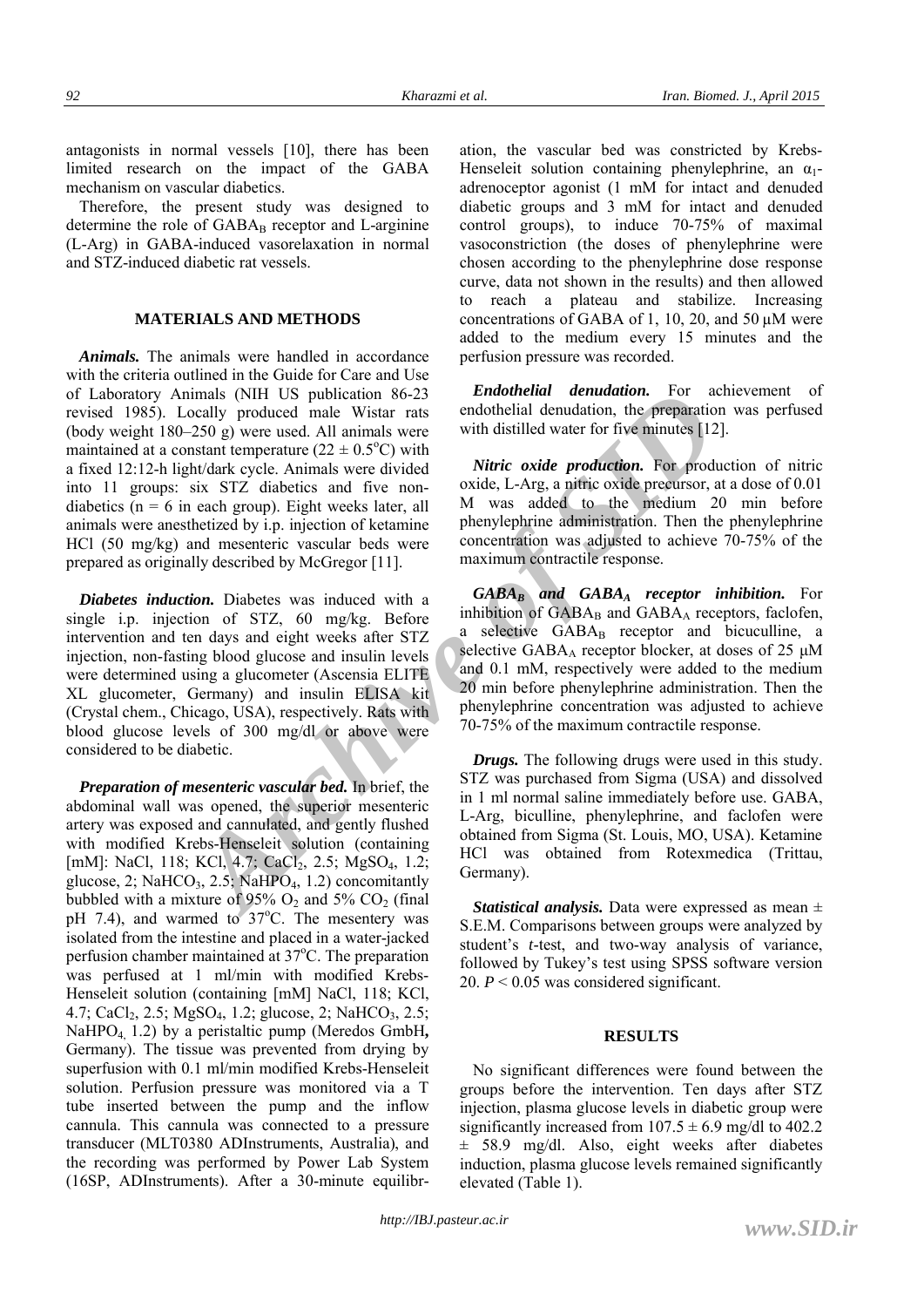antagonists in normal vessels [10], there has been limited research on the impact of the GABA mechanism on vascular diabetics.

Therefore, the present study was designed to determine the role of $GABA_B$ receptor and L-arginine (L-Arg) in GABA-induced vasorelaxation in normal and STZ-induced diabetic rat vessels.

## MATERIALS AND METHODS

***Animals.*** The animals were handled in accordance with the criteria outlined in the Guide for Care and Use of Laboratory Animals (NIH US publication 86-23 revised 1985). Locally produced male Wistar rats (body weight 180–250 g) were used. All animals were maintained at a constant temperature (22 ± 0.5°C) with a fixed 12:12-h light/dark cycle. Animals were divided into 11 groups: six STZ diabetics and five non-diabetics (n = 6 in each group). Eight weeks later, all animals were anesthetized by i.p. injection of ketamine HCl (50 mg/kg) and mesenteric vascular beds were prepared as originally described by McGregor [11].

***Diabetes induction.*** Diabetes was induced with a single i.p. injection of STZ, 60 mg/kg. Before intervention and ten days and eight weeks after STZ injection, non-fasting blood glucose and insulin levels were determined using a glucometer (Ascensia ELITE XL glucometer, Germany) and insulin ELISA kit (Crystal chem., Chicago, USA), respectively. Rats with blood glucose levels of 300 mg/dl or above were considered to be diabetic.

***Preparation of mesenteric vascular bed.*** In brief, the abdominal wall was opened, the superior mesenteric artery was exposed and cannulated, and gently flushed with modified Krebs-Henseleit solution (containing [mM]: NaCl, 118; KCl, 4.7; $CaCl_2$, 2.5; $MgSO_4$, 1.2; glucose, 2; $NaHCO_3$, 2.5; $NaHPO_4$, 1.2) concomitantly bubbled with a mixture of 95% $O_2$ and 5% $CO_2$ (final pH 7.4), and warmed to 37°C. The mesentery was isolated from the intestine and placed in a water-jacked perfusion chamber maintained at 37°C. The preparation was perfused at 1 ml/min with modified Krebs-Henseleit solution (containing [mM] NaCl, 118; KCl, 4.7; $CaCl_2$, 2.5; $MgSO_4$, 1.2; glucose, 2; $NaHCO_3$, 2.5; $NaHPO_4$, 1.2) by a peristaltic pump (Meredos GmbH**,** Germany). The tissue was prevented from drying by superfusion with 0.1 ml/min modified Krebs-Henseleit solution. Perfusion pressure was monitored via a T tube inserted between the pump and the inflow cannula. This cannula was connected to a pressure transducer (MLT0380 ADInstruments, Australia), and the recording was performed by Power Lab System (16SP, ADInstruments). After a 30-minute equilibration, the vascular bed was constricted by Krebs-Henseleit solution containing phenylephrine, an $\alpha_1$-adrenoceptor agonist (1 mM for intact and denuded diabetic groups and 3 mM for intact and denuded control groups), to induce 70-75% of maximal vasoconstriction (the doses of phenylephrine were chosen according to the phenylephrine dose response curve, data not shown in the results) and then allowed to reach a plateau and stabilize. Increasing concentrations of GABA of 1, 10, 20, and 50 μM were added to the medium every 15 minutes and the perfusion pressure was recorded.

***Endothelial denudation.*** For achievement of endothelial denudation, the preparation was perfused with distilled water for five minutes [12].

***Nitric oxide production.*** For production of nitric oxide, L-Arg, a nitric oxide precursor, at a dose of 0.01 M was added to the medium 20 min before phenylephrine administration. Then the phenylephrine concentration was adjusted to achieve 70-75% of the maximum contractile response.

***$GABA_B$ and $GABA_A$ receptor inhibition.*** For inhibition of $GABA_B$ and $GABA_A$ receptors, faclofen, a selective $GABA_B$ receptor and bicuculline, a selective $GABA_A$ receptor blocker, at doses of 25 μM and 0.1 mM, respectively were added to the medium 20 min before phenylephrine administration. Then the phenylephrine concentration was adjusted to achieve 70-75% of the maximum contractile response.

***Drugs.*** The following drugs were used in this study. STZ was purchased from Sigma (USA) and dissolved in 1 ml normal saline immediately before use. GABA, L-Arg, biculline, phenylephrine, and faclofen were obtained from Sigma (St. Louis, MO, USA). Ketamine HCl was obtained from Rotexmedica (Trittau, Germany).

***Statistical analysis.*** Data were expressed as mean ± S.E.M. Comparisons between groups were analyzed by student's *t*-test, and two-way analysis of variance, followed by Tukey's test using SPSS software version 20. $P < 0.05$ was considered significant.

## RESULTS

No significant differences were found between the groups before the intervention. Ten days after STZ injection, plasma glucose levels in diabetic group were significantly increased from 107.5 ± 6.9 mg/dl to 402.2 ± 58.9 mg/dl. Also, eight weeks after diabetes induction, plasma glucose levels remained significantly elevated (Table 1).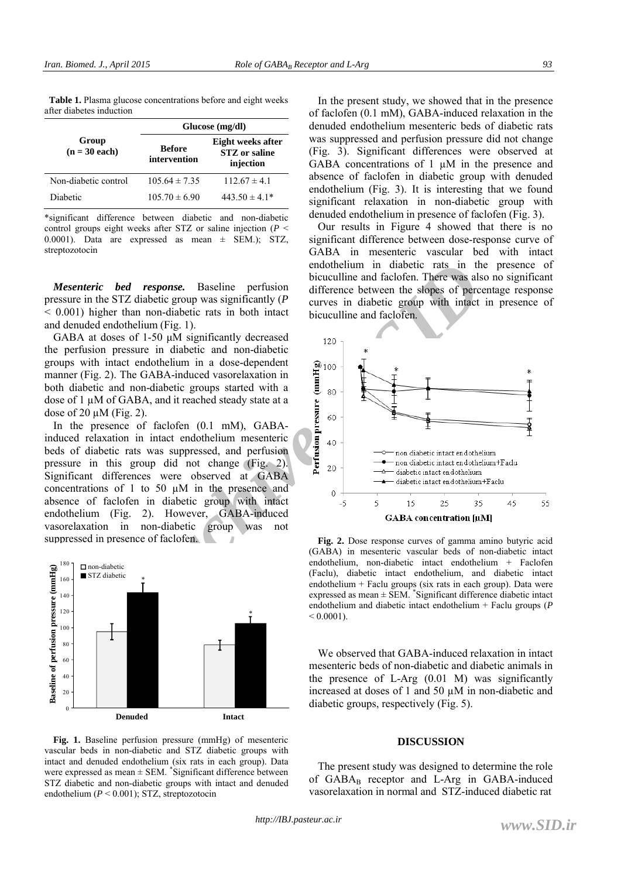**Table 1.** Plasma glucose concentrations before and eight weeks after diabetes induction

| Group (n = 30 each) | Glucose (mg/dl) | |
|---|---|---|
| | Before intervention | Eight weeks after STZ or saline injection |
| Non-diabetic control | 105.64 ± 7.35 | 112.67 ± 4.1 |
| Diabetic | 105.70 ± 6.90 | 443.50 ± 4.1* |

*significant difference between diabetic and non-diabetic control groups eight weeks after STZ or saline injection ($P < 0.0001$). Data are expressed as mean ± SEM.); STZ, streptozotocin

***Mesenteric bed response.*** Baseline perfusion pressure in the STZ diabetic group was significantly ($P < 0.001$) higher than non-diabetic rats in both intact and denuded endothelium (Fig. 1).

GABA at doses of 1-50 µM significantly decreased the perfusion pressure in diabetic and non-diabetic groups with intact endothelium in a dose-dependent manner (Fig. 2). The GABA-induced vasorelaxation in both diabetic and non-diabetic groups started with a dose of 1 µM of GABA, and it reached steady state at a dose of 20 µM (Fig. 2).

In the presence of faclofen (0.1 mM), GABA-induced relaxation in intact endothelium mesenteric beds of diabetic rats was suppressed, and perfusion pressure in this group did not change (Fig. 2). Significant differences were observed at GABA concentrations of 1 to 50 µM in the presence and absence of faclofen in diabetic group with intact endothelium (Fig. 2). However, GABA-induced vasorelaxation in non-diabetic group was not suppressed in presence of faclofen.

**Fig. 1.** Baseline perfusion pressure (mmHg) of mesenteric vascular beds in non-diabetic and STZ diabetic groups with intact and denuded endothelium (six rats in each group). Data were expressed as mean ± SEM. *Significant difference between STZ diabetic and non-diabetic groups with intact and denuded endothelium ($P < 0.001$); STZ, streptozotocin

In the present study, we showed that in the presence of faclofen (0.1 mM), GABA-induced relaxation in the denuded endothelium mesenteric beds of diabetic rats was suppressed and perfusion pressure did not change (Fig. 3). Significant differences were observed at GABA concentrations of 1 µM in the presence and absence of faclofen in diabetic group with denuded endothelium (Fig. 3). It is interesting that we found significant relaxation in non-diabetic group with denuded endothelium in presence of faclofen (Fig. 3).

Our results in Figure 4 showed that there is no significant difference between dose-response curve of GABA in mesenteric vascular bed with intact endothelium in diabetic rats in the presence of bicuculline and faclofen. There was also no significant difference between the slopes of percentage response curves in diabetic group with intact in presence of bicuculline and faclofen.

**Fig. 2.** Dose response curves of gamma amino butyric acid (GABA) in mesenteric vascular beds of non-diabetic intact endothelium, non-diabetic intact endothelium + Faclofen (Faclu), diabetic intact endothelium, and diabetic intact endothelium + Faclu groups (six rats in each group). Data were expressed as mean ± SEM. *Significant difference diabetic intact endothelium and diabetic intact endothelium + Faclu groups ($P < 0.0001$).

We observed that GABA-induced relaxation in intact mesenteric beds of non-diabetic and diabetic animals in the presence of L-Arg (0.01 M) was significantly increased at doses of 1 and 50 µM in non-diabetic and diabetic groups, respectively (Fig. 5).

## DISCUSSION

The present study was designed to determine the role of $GABA_B$ receptor and L-Arg in GABA-induced vasorelaxation in normal and STZ-induced diabetic rat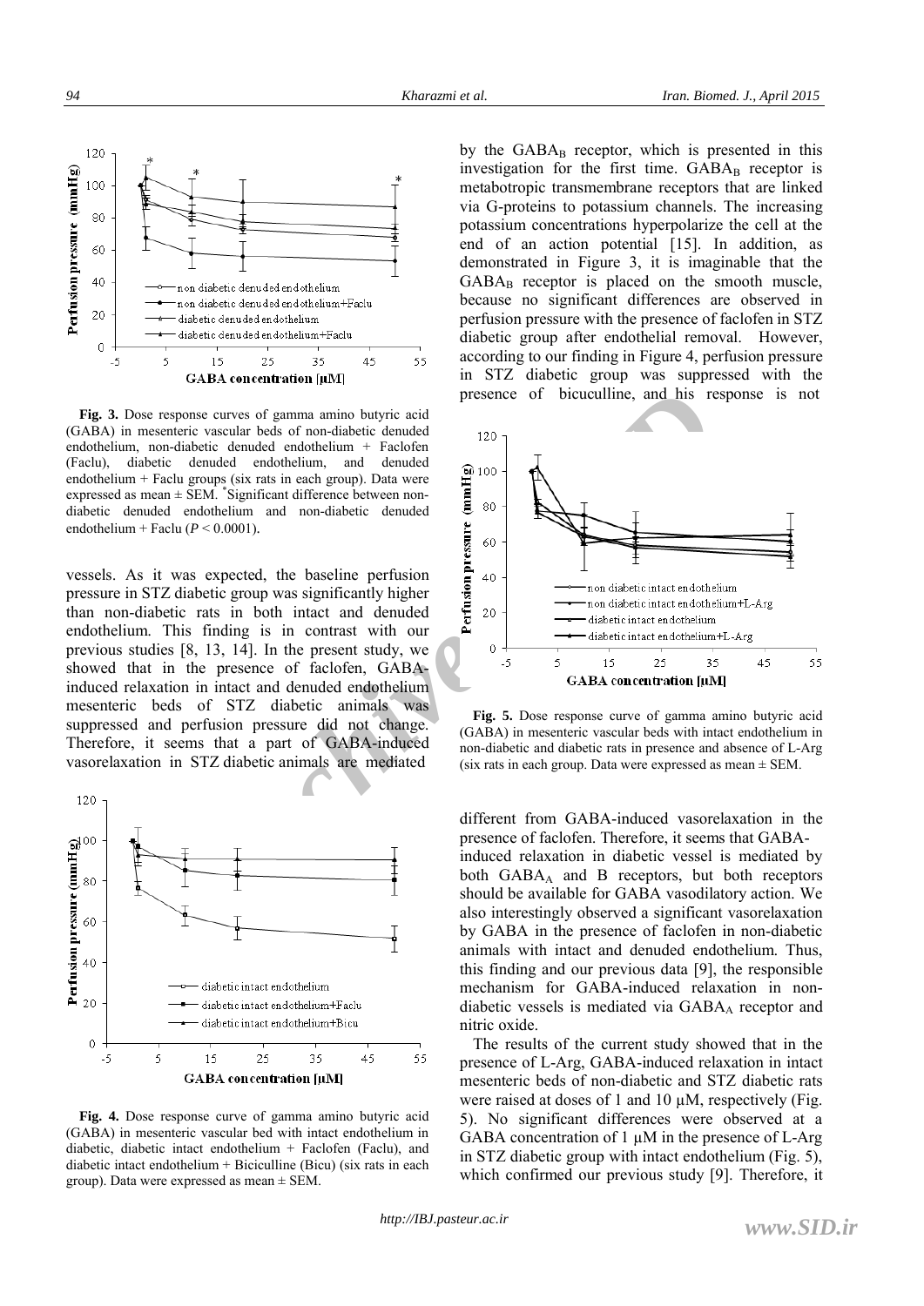**Fig. 3.** Dose response curves of gamma amino butyric acid (GABA) in mesenteric vascular beds of non-diabetic denuded endothelium, non-diabetic denuded endothelium + Faclofen (Faclu), diabetic denuded endothelium, and denuded endothelium + Faclu groups (six rats in each group). Data were expressed as mean ± SEM. *Significant difference between non-diabetic denuded endothelium and non-diabetic denuded endothelium + Faclu ($P < 0.0001$).

vessels. As it was expected, the baseline perfusion pressure in STZ diabetic group was significantly higher than non-diabetic rats in both intact and denuded endothelium. This finding is in contrast with our previous studies [8, 13, 14]. In the present study, we showed that in the presence of faclofen, GABA-induced relaxation in intact and denuded endothelium mesenteric beds of STZ diabetic animals was suppressed and perfusion pressure did not change. Therefore, it seems that a part of GABA-induced vasorelaxation in STZ diabetic animals are mediated by the $GABA_B$ receptor, which is presented in this investigation for the first time. $GABA_B$ receptor is metabotropic transmembrane receptors that are linked via G-proteins to potassium channels. The increasing potassium concentrations hyperpolarize the cell at the end of an action potential [15]. In addition, as demonstrated in Figure 3, it is imaginable that the $GABA_B$ receptor is placed on the smooth muscle, because no significant differences are observed in perfusion pressure with the presence of faclofen in STZ diabetic group after endothelial removal. However, according to our finding in Figure 4, perfusion pressure in STZ diabetic group was suppressed with the presence of bicuculline, and his response is not different from GABA-induced vasorelaxation in the presence of faclofen. Therefore, it seems that GABA-induced relaxation in diabetic vessel is mediated by both $GABA_A$ and B receptors, but both receptors should be available for GABA vasodilatory action. We also interestingly observed a significant vasorelaxation by GABA in the presence of faclofen in non-diabetic animals with intact and denuded endothelium. Thus, this finding and our previous data [9], the responsible mechanism for GABA-induced relaxation in non-diabetic vessels is mediated via $GABA_A$ receptor and nitric oxide.

The results of the current study showed that in the presence of L-Arg, GABA-induced relaxation in intact mesenteric beds of non-diabetic and STZ diabetic rats were raised at doses of 1 and 10 µM, respectively (Fig. 5). No significant differences were observed at a GABA concentration of 1 µM in the presence of L-Arg in STZ diabetic group with intact endothelium (Fig. 5), which confirmed our previous study [9]. Therefore, it

**Fig. 4.** Dose response curve of gamma amino butyric acid (GABA) in mesenteric vascular bed with intact endothelium in diabetic, diabetic intact endothelium + Faclofen (Faclu), and diabetic intact endothelium + Biciculline (Bicu) (six rats in each group). Data were expressed as mean ± SEM.

**Fig. 5.** Dose response curve of gamma amino butyric acid (GABA) in mesenteric vascular beds with intact endothelium in non-diabetic and diabetic rats in presence and absence of L-Arg (six rats in each group. Data were expressed as mean ± SEM.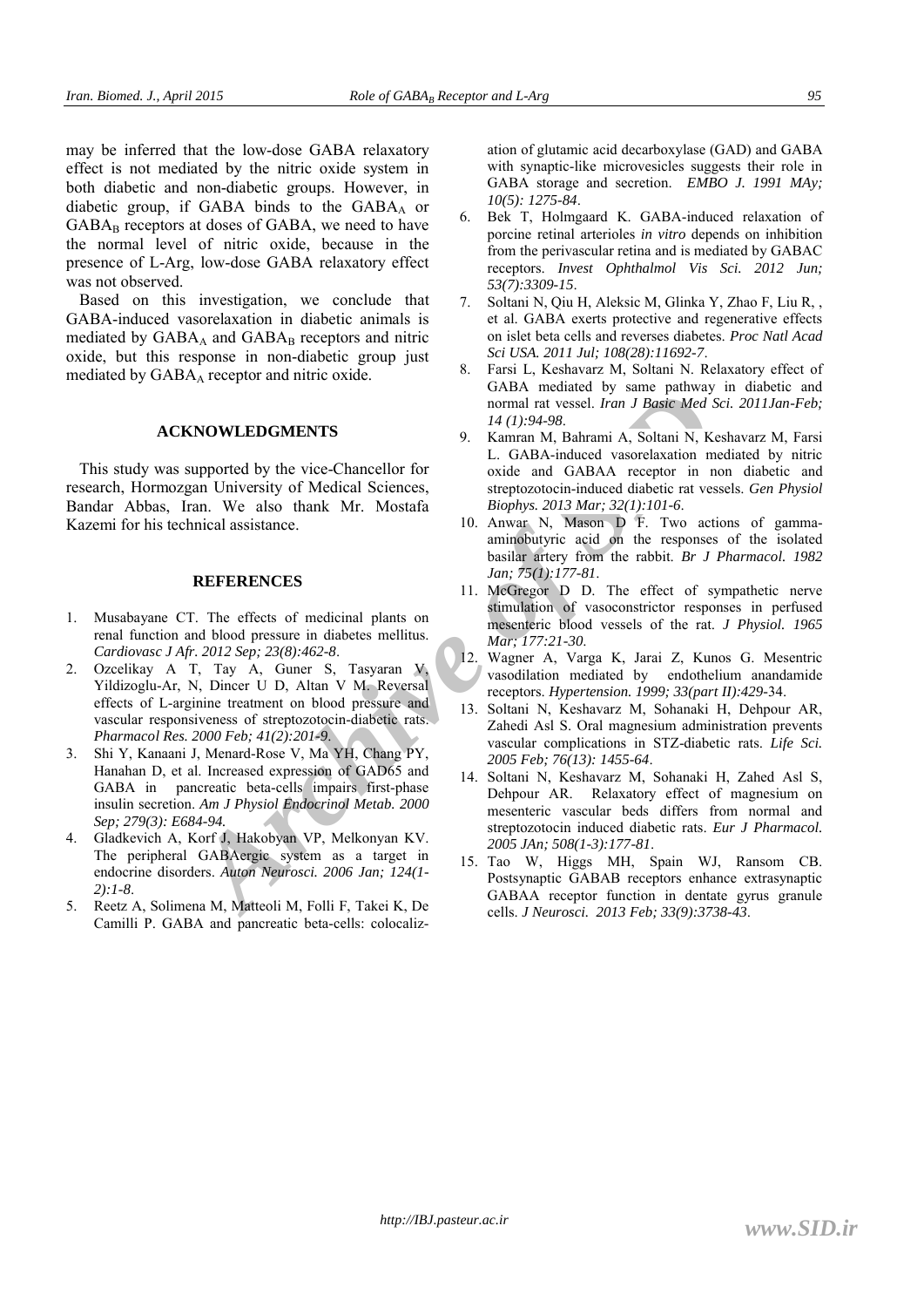may be inferred that the low-dose GABA relaxatory effect is not mediated by the nitric oxide system in both diabetic and non-diabetic groups. However, in diabetic group, if GABA binds to the $GABA_A$ or $GABA_B$ receptors at doses of GABA, we need to have the normal level of nitric oxide, because in the presence of L-Arg, low-dose GABA relaxatory effect was not observed.

Based on this investigation, we conclude that GABA-induced vasorelaxation in diabetic animals is mediated by $GABA_A$ and $GABA_B$ receptors and nitric oxide, but this response in non-diabetic group just mediated by $GABA_A$ receptor and nitric oxide.

## ACKNOWLEDGMENTS

This study was supported by the vice-Chancellor for research, Hormozgan University of Medical Sciences, Bandar Abbas, Iran. We also thank Mr. Mostafa Kazemi for his technical assistance.

## REFERENCES

1. Musabayane CT. The effects of medicinal plants on renal function and blood pressure in diabetes mellitus. *Cardiovasc J Afr. 2012 Sep; 23(8):462-8*.
2. Ozcelikay A T, Tay A, Guner S, Tasyaran V, Yildizoglu-Ar, N, Dincer U D, Altan V M. Reversal effects of L-arginine treatment on blood pressure and vascular responsiveness of streptozotocin-diabetic rats. *Pharmacol Res. 2000 Feb; 41(2):201-9*.
3. Shi Y, Kanaani J, Menard-Rose V, Ma YH, Chang PY, Hanahan D, et al. Increased expression of GAD65 and GABA in pancreatic beta-cells impairs first-phase insulin secretion. *Am J Physiol Endocrinol Metab. 2000 Sep; 279(3): E684-94.*
4. Gladkevich A, Korf J, Hakobyan VP, Melkonyan KV. The peripheral GABAergic system as a target in endocrine disorders. *Auton Neurosci. 2006 Jan; 124(1-2):1-8*.
5. Reetz A, Solimena M, Matteoli M, Folli F, Takei K, De Camilli P. GABA and pancreatic beta-cells: colocalization of glutamic acid decarboxylase (GAD) and GABA with synaptic-like microvesicles suggests their role in GABA storage and secretion. *EMBO J. 1991 MAy; 10(5): 1275-84*.
6. Bek T, Holmgaard K. GABA-induced relaxation of porcine retinal arterioles *in vitro* depends on inhibition from the perivascular retina and is mediated by GABAC receptors. *Invest Ophthalmol Vis Sci. 2012 Jun; 53(7):3309-15*.
7. Soltani N, Qiu H, Aleksic M, Glinka Y, Zhao F, Liu R, , et al. GABA exerts protective and regenerative effects on islet beta cells and reverses diabetes. *Proc Natl Acad Sci USA. 2011 Jul; 108(28):11692-7*.
8. Farsi L, Keshavarz M, Soltani N. Relaxatory effect of GABA mediated by same pathway in diabetic and normal rat vessel. *Iran J Basic Med Sci. 2011Jan-Feb; 14 (1):94-98*.
9. Kamran M, Bahrami A, Soltani N, Keshavarz M, Farsi L. GABA-induced vasorelaxation mediated by nitric oxide and GABAA receptor in non diabetic and streptozotocin-induced diabetic rat vessels. *Gen Physiol Biophys. 2013 Mar; 32(1):101-6*.
10. Anwar N, Mason D F. Two actions of gamma-aminobutyric acid on the responses of the isolated basilar artery from the rabbit. *Br J Pharmacol. 1982 Jan; 75(1):177-81*.
11. McGregor D D. The effect of sympathetic nerve stimulation of vasoconstrictor responses in perfused mesenteric blood vessels of the rat. *J Physiol. 1965 Mar; 177:21-30*.
12. Wagner A, Varga K, Jarai Z, Kunos G. Mesentric vasodilation mediated by endothelium anandamide receptors. *Hypertension. 1999; 33(part II):429*-34.
13. Soltani N, Keshavarz M, Sohanaki H, Dehpour AR, Zahedi Asl S. Oral magnesium administration prevents vascular complications in STZ-diabetic rats. *Life Sci. 2005 Feb; 76(13): 1455-64*.
14. Soltani N, Keshavarz M, Sohanaki H, Zahed Asl S, Dehpour AR. Relaxatory effect of magnesium on mesenteric vascular beds differs from normal and streptozotocin induced diabetic rats. *Eur J Pharmacol. 2005 JAn; 508(1-3):177-81*.
15. Tao W, Higgs MH, Spain WJ, Ransom CB. Postsynaptic GABAB receptors enhance extrasynaptic GABAA receptor function in dentate gyrus granule cells. *J Neurosci. 2013 Feb; 33(9):3738-43*.